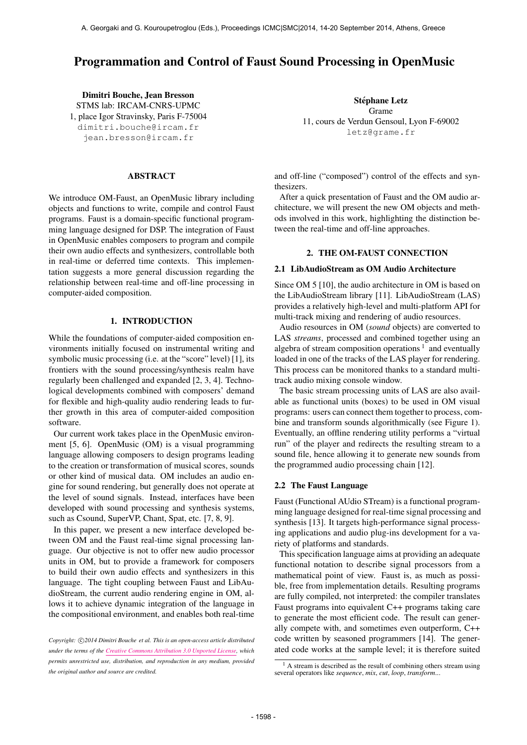# Programmation and Control of Faust Sound Processing in OpenMusic

**Dimitri Bouche, Jean Bresson**
STMS lab: IRCAM-CNRS-UPMC
1, place Igor Stravinsky, Paris F-75004
dimitri.bouche@ircam.fr
jean.bresson@ircam.fr

**Stéphane Letz**
Grame
11, cours de Verdun Gensoul, Lyon F-69002
letz@grame.fr

## ABSTRACT

We introduce OM-Faust, an OpenMusic library including objects and functions to write, compile and control Faust programs. Faust is a domain-specific functional programming language designed for DSP. The integration of Faust in OpenMusic enables composers to program and compile their own audio effects and synthesizers, controllable both in real-time or deferred time contexts. This implementation suggests a more general discussion regarding the relationship between real-time and off-line processing in computer-aided composition.

## 1. INTRODUCTION

While the foundations of computer-aided composition environments initially focused on instrumental writing and symbolic music processing (i.e. at the "score" level) [1], its frontiers with the sound processing/synthesis realm have regularly been challenged and expanded [2, 3, 4]. Technological developments combined with composers' demand for flexible and high-quality audio rendering leads to further growth in this area of computer-aided composition software.

Our current work takes place in the OpenMusic environment [5, 6]. OpenMusic (OM) is a visual programming language allowing composers to design programs leading to the creation or transformation of musical scores, sounds or other kind of musical data. OM includes an audio engine for sound rendering, but generally does not operate at the level of sound signals. Instead, interfaces have been developed with sound processing and synthesis systems, such as Csound, SuperVP, Chant, Spat, etc. [7, 8, 9].

In this paper, we present a new interface developed between OM and the Faust real-time signal processing language. Our objective is not to offer new audio processor units in OM, but to provide a framework for composers to build their own audio effects and synthesizers in this language. The tight coupling between Faust and LibAudioStream, the current audio rendering engine in OM, allows it to achieve dynamic integration of the language in the compositional environment, and enables both real-time and off-line ("composed") control of the effects and synthesizers.

After a quick presentation of Faust and the OM audio architecture, we will present the new OM objects and methods involved in this work, highlighting the distinction between the real-time and off-line approaches.

## 2. THE OM-FAUST CONNECTION

### 2.1 LibAudioStream as OM Audio Architecture

Since OM 5 [10], the audio architecture in OM is based on the LibAudioStream library [11]. LibAudioStream (LAS) provides a relatively high-level and multi-platform API for multi-track mixing and rendering of audio resources.

Audio resources in OM (*sound* objects) are converted to LAS *streams*, processed and combined together using an algebra of stream composition operations [1] and eventually loaded in one of the tracks of the LAS player for rendering. This process can be monitored thanks to a standard multi-track audio mixing console window.

The basic stream processing units of LAS are also available as functional units (boxes) to be used in OM visual programs: users can connect them together to process, combine and transform sounds algorithmically (see Figure 1). Eventually, an offline rendering utility performs a "virtual run" of the player and redirects the resulting stream to a sound file, hence allowing it to generate new sounds from the programmed audio processing chain [12].

### 2.2 The Faust Language

Faust (Functional AUdio STream) is a functional programming language designed for real-time signal processing and synthesis [13]. It targets high-performance signal processing applications and audio plug-ins development for a variety of platforms and standards.

This specification language aims at providing an adequate functional notation to describe signal processors from a mathematical point of view. Faust is, as much as possible, free from implementation details. Resulting programs are fully compiled, not interpreted: the compiler translates Faust programs into equivalent C++ programs taking care to generate the most efficient code. The result can generally compete with, and sometimes even outperform, C++ code written by seasoned programmers [14]. The generated code works at the sample level; it is therefore suited

[1] A stream is described as the result of combining others stream using several operators like *sequence*, *mix*, *cut*, *loop*, *transform*...

*Copyright: ©2014 Dimitri Bouche et al. This is an open-access article distributed under the terms of the Creative Commons Attribution 3.0 Unported License, which permits unrestricted use, distribution, and reproduction in any medium, provided the original author and source are credited.*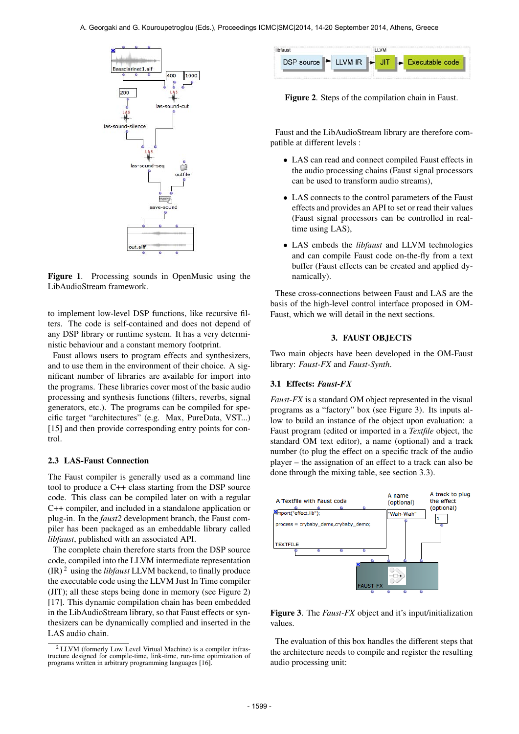**Figure 1**. Processing sounds in OpenMusic using the LibAudioStream framework.

to implement low-level DSP functions, like recursive filters. The code is self-contained and does not depend of any DSP library or runtime system. It has a very deterministic behaviour and a constant memory footprint.

Faust allows users to program effects and synthesizers, and to use them in the environment of their choice. A significant number of libraries are available for import into the programs. These libraries cover most of the basic audio processing and synthesis functions (filters, reverbs, signal generators, etc.). The programs can be compiled for specific target "architectures" (e.g. Max, PureData, VST...) [15] and then provide corresponding entry points for control.

### 2.3 LAS-Faust Connection

The Faust compiler is generally used as a command line tool to produce a C++ class starting from the DSP source code. This class can be compiled later on with a regular C++ compiler, and included in a standalone application or plug-in. In the *faust2* development branch, the Faust compiler has been packaged as an embeddable library called *libfaust*, published with an associated API.

The complete chain therefore starts from the DSP source code, compiled into the LLVM intermediate representation (IR) [2] using the *libfaust* LLVM backend, to finally produce the executable code using the LLVM Just In Time compiler (JIT); all these steps being done in memory (see Figure 2) [17]. This dynamic compilation chain has been embedded in the LibAudioStream library, so that Faust effects or synthesizers can be dynamically complied and inserted in the LAS audio chain.

[2] LLVM (formerly Low Level Virtual Machine) is a compiler infrastructure designed for compile-time, link-time, run-time optimization of programs written in arbitrary programming languages [16].

**Figure 2**. Steps of the compilation chain in Faust.

Faust and the LibAudioStream library are therefore compatible at different levels :

- LAS can read and connect compiled Faust effects in the audio processing chains (Faust signal processors can be used to transform audio streams),
- LAS connects to the control parameters of the Faust effects and provides an API to set or read their values (Faust signal processors can be controlled in real-time using LAS),
- LAS embeds the *libfaust* and LLVM technologies and can compile Faust code on-the-fly from a text buffer (Faust effects can be created and applied dynamically).

These cross-connections between Faust and LAS are the basis of the high-level control interface proposed in OM-Faust, which we will detail in the next sections.

## 3. FAUST OBJECTS

Two main objects have been developed in the OM-Faust library: *Faust-FX* and *Faust-Synth*.

### 3.1 Effects: *Faust-FX*

*Faust-FX* is a standard OM object represented in the visual programs as a "factory" box (see Figure 3). Its inputs allow to build an instance of the object upon evaluation: a Faust program (edited or imported in a *Textfile* object, the standard OM text editor), a name (optional) and a track number (to plug the effect on a specific track of the audio player – the assignation of an effect to a track can also be done through the mixing table, see section 3.3).

**Figure 3**. The *Faust-FX* object and it's input/initialization values.

The evaluation of this box handles the different steps that the architecture needs to compile and register the resulting audio processing unit: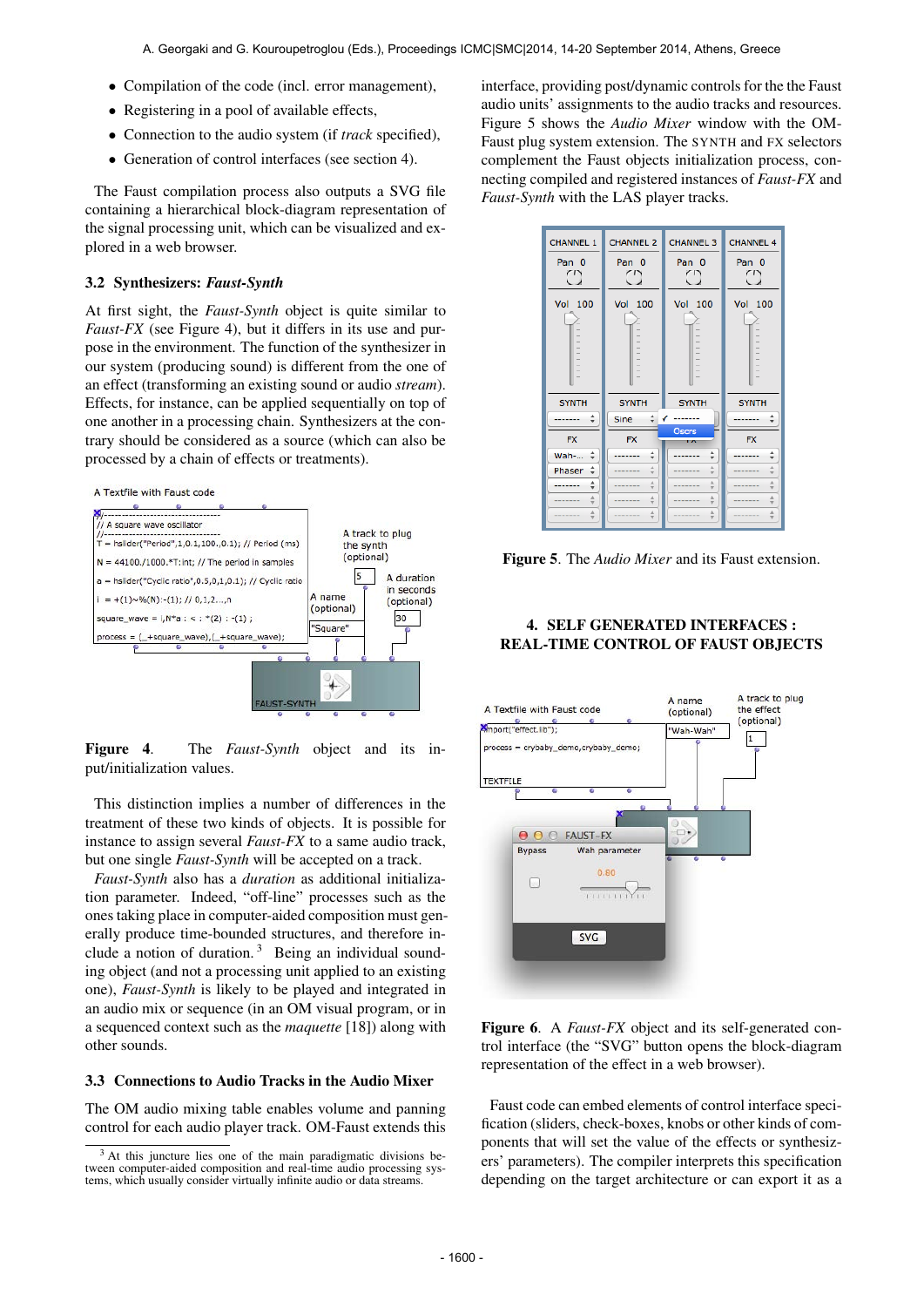- Compilation of the code (incl. error management),
- Registering in a pool of available effects,
- Connection to the audio system (if *track* specified),
- Generation of control interfaces (see section 4).

The Faust compilation process also outputs a SVG file containing a hierarchical block-diagram representation of the signal processing unit, which can be visualized and explored in a web browser.

### 3.2 Synthesizers: *Faust-Synth*

At first sight, the *Faust-Synth* object is quite similar to *Faust-FX* (see Figure 4), but it differs in its use and purpose in the environment. The function of the synthesizer in our system (producing sound) is different from the one of an effect (transforming an existing sound or audio *stream*). Effects, for instance, can be applied sequentially on top of one another in a processing chain. Synthesizers at the contrary should be considered as a source (which can also be processed by a chain of effects or treatments).

**Figure 4**. The *Faust-Synth* object and its input/initialization values.

This distinction implies a number of differences in the treatment of these two kinds of objects. It is possible for instance to assign several *Faust-FX* to a same audio track, but one single *Faust-Synth* will be accepted on a track.

*Faust-Synth* also has a *duration* as additional initialization parameter. Indeed, "off-line" processes such as the ones taking place in computer-aided composition must generally produce time-bounded structures, and therefore include a notion of duration. [3] Being an individual sounding object (and not a processing unit applied to an existing one), *Faust-Synth* is likely to be played and integrated in an audio mix or sequence (in an OM visual program, or in a sequenced context such as the *maquette* [18]) along with other sounds.

### 3.3 Connections to Audio Tracks in the Audio Mixer

The OM audio mixing table enables volume and panning control for each audio player track. OM-Faust extends this interface, providing post/dynamic controls for the the Faust audio units' assignment to the audio tracks and resources. Figure 5 shows the *Audio Mixer* window with the OM-Faust plug system extension. The SYNTH and FX selectors complement the Faust objects initialization process, connecting compiled and registered instances of *Faust-FX* and *Faust-Synth* with the LAS player tracks.

**Figure 5**. The *Audio Mixer* and its Faust extension.

## 4. SELF GENERATED INTERFACES : REAL-TIME CONTROL OF FAUST OBJECTS

**Figure 6**. A *Faust-FX* object and its self-generated control interface (the "SVG" button opens the block-diagram representation of the effect in a web browser).

Faust code can embed elements of control interface specification (sliders, check-boxes, knobs or other kinds of components that will set the value of the effects or synthesizers' parameters). The compiler interprets this specification depending on the target architecture or can export it as a

[3] At this juncture lies one of the main paradigmatic divisions between computer-aided composition and real-time audio processing systems, which usually consider virtually infinite audio or data streams.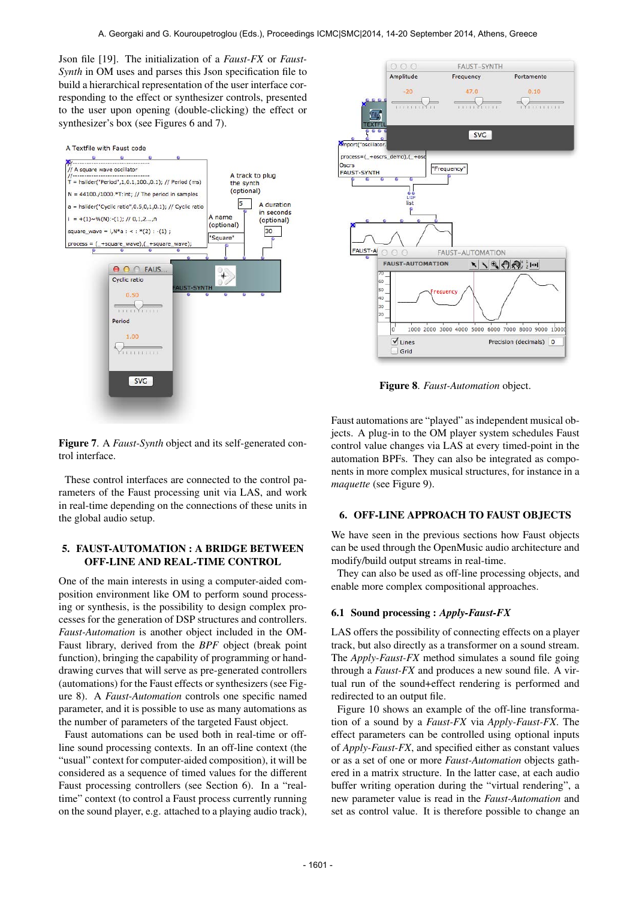Json file [19]. The initialization of a *Faust-FX* or *Faust-Synth* in OM uses and parses this Json specification file to build a hierarchical representation of the user interface corresponding to the effect or synthesizer controls, presented to the user upon opening (double-clicking) the effect or synthesizer's box (see Figures 6 and 7).

**Figure 7**. A *Faust-Synth* object and its self-generated control interface.

These control interfaces are connected to the control parameters of the Faust processing unit via LAS, and work in real-time depending on the connections of these units in the global audio setup.

## 5. FAUST-AUTOMATION : A BRIDGE BETWEEN OFF-LINE AND REAL-TIME CONTROL

One of the main interests in using a computer-aided composition environment like OM to perform sound processing or synthesis, is the possibility to design complex processes for the generation of DSP structures and controllers. *Faust-Automation* is another object included in the OM-Faust library, derived from the *BPF* object (break point function), bringing the capability of programming or hand-drawing curves that will serve as pre-generated controllers (automations) for the Faust effects or synthesizers (see Figure 8). A *Faust-Automation* controls one specific named parameter, and it is possible to use as many automations as the number of parameters of the targeted Faust object.

Faust automations can be used both in real-time or off-line sound processing contexts. In an off-line context (the "usual" context for computer-aided composition), it will be considered as a sequence of timed values for the different Faust processing controllers (see Section 6). In a "real-time" context (to control a Faust process currently running on the sound player, e.g. attached to a playing audio track),

**Figure 8**. *Faust-Automation* object.

Faust automations are "played" as independent musical objects. A plug-in to the OM player system schedules Faust control value changes via LAS at every timed-point in the automation BPFs. They can also be integrated as components in more complex musical structures, for instance in a *maquette* (see Figure 9).

## 6. OFF-LINE APPROACH TO FAUST OBJECTS

We have seen in the previous sections how Faust objects can be used through the OpenMusic audio architecture and modify/build output streams in real-time.

They can also be used as off-line processing objects, and enable more complex compositional approaches.

### 6.1 Sound processing : *Apply-Faust-FX*

LAS offers the possibility of connecting effects on a player track, but also directly as a transformer on a sound stream. The *Apply-Faust-FX* method simulates a sound file going through a *Faust-FX* and produces a new sound file. A virtual run of the sound+effect rendering is performed and redirected to an output file.

Figure 10 shows an example of the off-line transformation of a sound by a *Faust-FX* via *Apply-Faust-FX*. The effect parameters can be controlled using optional inputs of *Apply-Faust-FX*, and specified either as constant values or as a set of one or more *Faust-Automation* objects gathered in a matrix structure. In the latter case, at each audio buffer writing operation during the "virtual rendering", a new parameter value is read in the *Faust-Automation* and set as control value. It is therefore possible to change an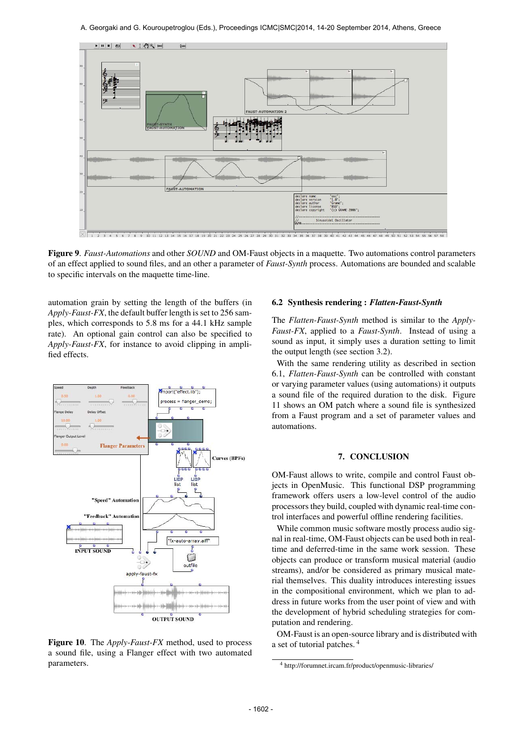**Figure 9**. *Faust-Automations* and other *SOUND* and OM-Faust objects in a maquette. Two automations control parameters of an effect applied to sound files, and an other a parameter of *Faust-Synth* process. Automations are bounded and scalable to specific intervals on the maquette time-line.

automation grain by setting the length of the buffers (in *Apply-Faust-FX*, the default buffer length is set to 256 samples, which corresponds to 5.8 ms for a 44.1 kHz sample rate). An optional gain control can also be specified to *Apply-Faust-FX*, for instance to avoid clipping in amplified effects.

**Figure 10**. The *Apply-Faust-FX* method, used to process a sound file, using a Flanger effect with two automated parameters.

### 6.2 Synthesis rendering : *Flatten-Faust-Synth*

The *Flatten-Faust-Synth* method is similar to the *Apply-Faust-FX*, applied to a *Faust-Synth*. Instead of using a sound as input, it simply uses a duration setting to limit the output length (see section 3.2).

With the same rendering utility as described in section 6.1, *Flatten-Faust-Synth* can be controlled with constant or varying parameter values (using automations) it outputs a sound file of the required duration to the disk. Figure 11 shows an OM patch where a sound file is synthesized from a Faust program and a set of parameter values and automations.

## 7. CONCLUSION

OM-Faust allows to write, compile and control Faust objects in OpenMusic. This functional DSP programming framework offers users a low-level control of the audio processors they build, coupled with dynamic real-time control interfaces and powerful offline rendering facilities.

While common music software mostly process audio signal in real-time, OM-Faust objects can be used both in real-time and deferred-time in the same work session. These objects can produce or transform musical material (audio streams), and/or be considered as primary musical material themselves. This duality introduces interesting issues in the compositional environment, which we plan to address in future works from the user point of view and with the development of hybrid scheduling strategies for computation and rendering.

OM-Faust is an open-source library and is distributed with a set of tutorial patches. [4]

[4] http://forumnet.ircam.fr/product/openmusic-libraries/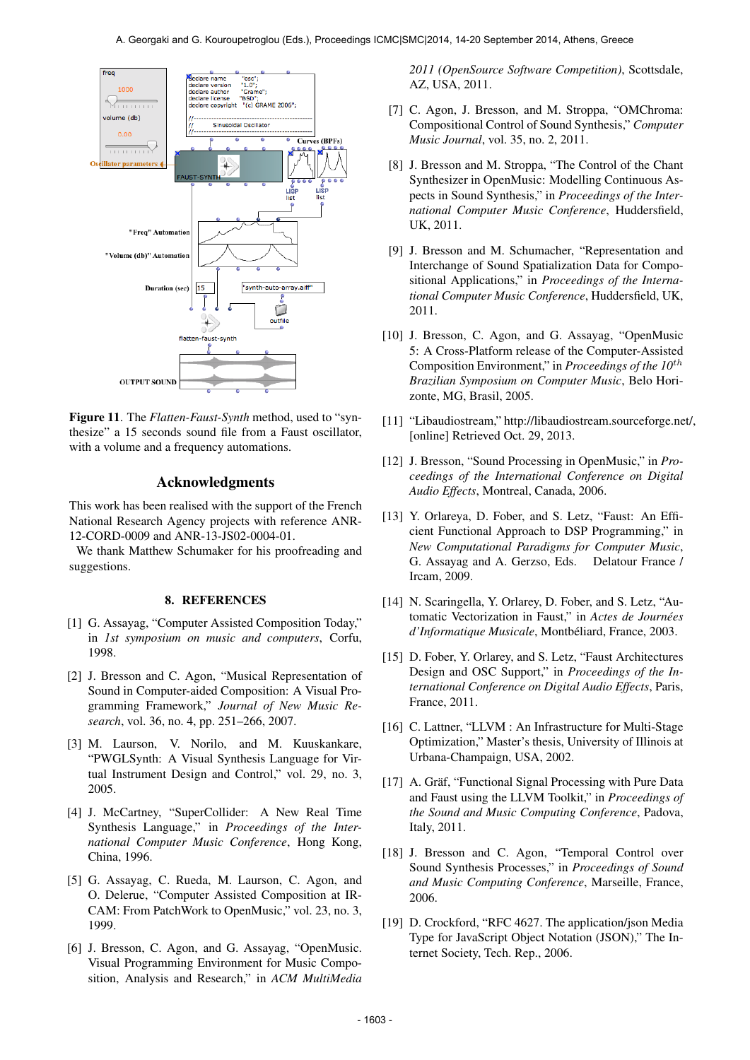**Figure 11**. The *Flatten-Faust-Synth* method, used to "synthesize" a 15 seconds sound file from a Faust oscillator, with a volume and a frequency automations.

## Acknowledgments

This work has been realised with the support of the French National Research Agency projects with reference ANR-12-CORD-0009 and ANR-13-JS02-0004-01.

We thank Matthew Schumaker for his proofreading and suggestions.

## 8. REFERENCES

[1] G. Assayag, "Computer Assisted Composition Today," in *1st symposium on music and computers*, Corfu, 1998.

[2] J. Bresson and C. Agon, "Musical Representation of Sound in Computer-aided Composition: A Visual Programming Framework," *Journal of New Music Research*, vol. 36, no. 4, pp. 251–266, 2007.

[3] M. Laurson, V. Norilo, and M. Kuuskankare, "PWGLSynth: A Visual Synthesis Language for Virtual Instrument Design and Control," vol. 29, no. 3, 2005.

[4] J. McCartney, "SuperCollider: A New Real Time Synthesis Language," in *Proceedings of the International Computer Music Conference*, Hong Kong, China, 1996.

[5] G. Assayag, C. Rueda, M. Laurson, C. Agon, and O. Delerue, "Computer Assisted Composition at IRCAM: From PatchWork to OpenMusic," vol. 23, no. 3, 1999.

[6] J. Bresson, C. Agon, and G. Assayag, "OpenMusic. Visual Programming Environment for Music Composition, Analysis and Research," in *ACM MultiMedia 2011 (OpenSource Software Competition)*, Scottsdale, AZ, USA, 2011.

[7] C. Agon, J. Bresson, and M. Stroppa, "OMChroma: Compositional Control of Sound Synthesis," *Computer Music Journal*, vol. 35, no. 2, 2011.

[8] J. Bresson and M. Stroppa, "The Control of the Chant Synthesizer in OpenMusic: Modelling Continuous Aspects in Sound Synthesis," in *Proceedings of the International Computer Music Conference*, Huddersfield, UK, 2011.

[9] J. Bresson and M. Schumacher, "Representation and Interchange of Sound Spatialization Data for Compositional Applications," in *Proceedings of the International Computer Music Conference*, Huddersfield, UK, 2011.

[10] J. Bresson, C. Agon, and G. Assayag, "OpenMusic 5: A Cross-Platform release of the Computer-Assisted Composition Environment," in *Proceedings of the 10th Brazilian Symposium on Computer Music*, Belo Horizonte, MG, Brasil, 2005.

[11] "Libaudiostream," http://libaudiostream.sourceforge.net/, [online] Retrieved Oct. 29, 2013.

[12] J. Bresson, "Sound Processing in OpenMusic," in *Proceedings of the International Conference on Digital Audio Effects*, Montreal, Canada, 2006.

[13] Y. Orlareya, D. Fober, and S. Letz, "Faust: An Efficient Functional Approach to DSP Programming," in *New Computational Paradigms for Computer Music*, G. Assayag and A. Gerzso, Eds. Delatour France / Ircam, 2009.

[14] N. Scaringella, Y. Orlarey, D. Fober, and S. Letz, "Automatic Vectorization in Faust," in *Actes de Journées d'Informatique Musicale*, Montbéliard, France, 2003.

[15] D. Fober, Y. Orlarey, and S. Letz, "Faust Architectures Design and OSC Support," in *Proceedings of the International Conference on Digital Audio Effects*, Paris, France, 2011.

[16] C. Lattner, "LLVM : An Infrastructure for Multi-Stage Optimization," Master's thesis, University of Illinois at Urbana-Champaign, USA, 2002.

[17] A. Gräf, "Functional Signal Processing with Pure Data and Faust using the LLVM Toolkit," in *Proceedings of the Sound and Music Computing Conference*, Padova, Italy, 2011.

[18] J. Bresson and C. Agon, "Temporal Control over Sound Synthesis Processes," in *Proceedings of Sound and Music Computing Conference*, Marseille, France, 2006.

[19] D. Crockford, "RFC 4627. The application/json Media Type for JavaScript Object Notation (JSON)," The Internet Society, Tech. Rep., 2006.